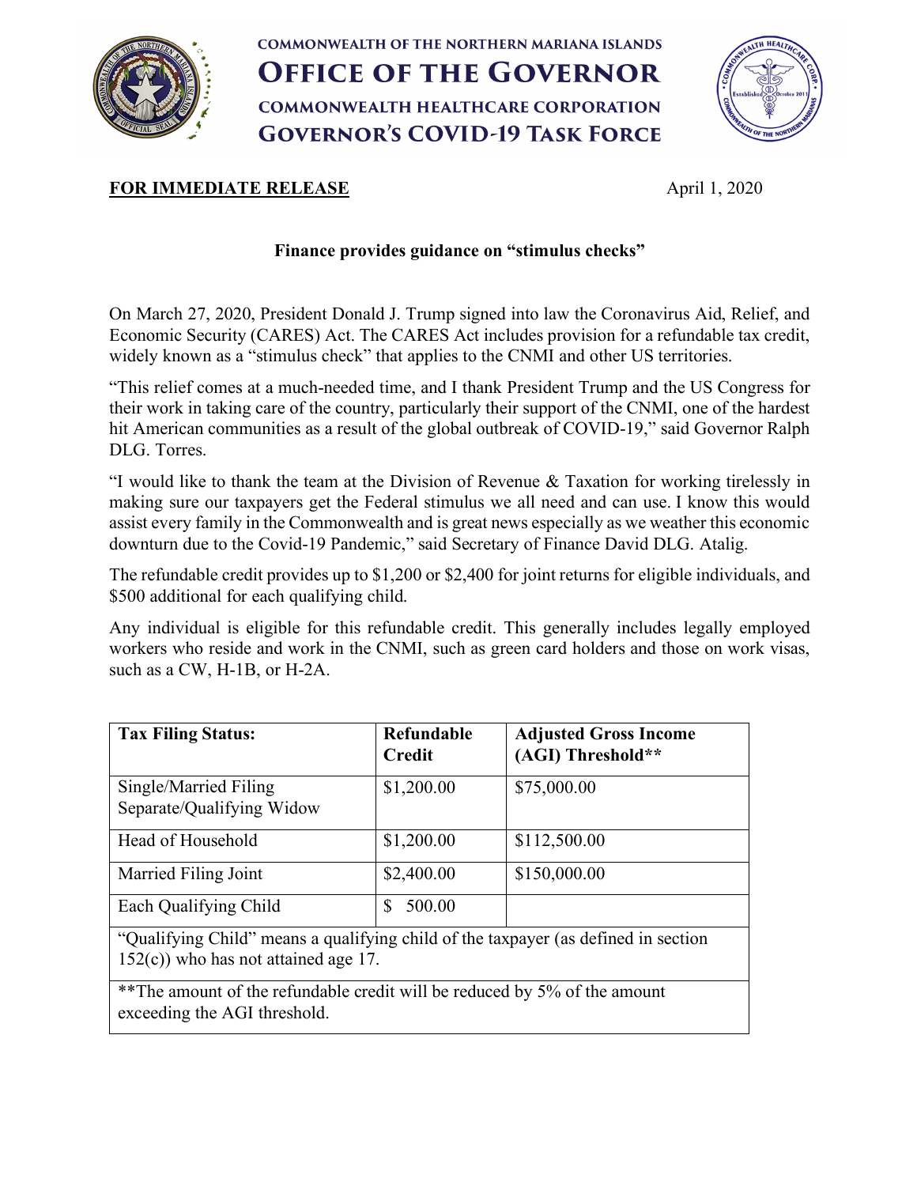COMMONWEALTH OF THE NORTHERN MARIANA ISLANDS
# OFFICE OF THE GOVERNOR
COMMONWEALTH HEALTHCARE CORPORATION
## GOVERNOR'S COVID-19 TASK FORCE

**FOR IMMEDIATE RELEASE** April 1, 2020

**Finance provides guidance on "stimulus checks"**

On March 27, 2020, President Donald J. Trump signed into law the Coronavirus Aid, Relief, and Economic Security (CARES) Act. The CARES Act includes provision for a refundable tax credit, widely known as a "stimulus check" that applies to the CNMI and other US territories.

"This relief comes at a much-needed time, and I thank President Trump and the US Congress for their work in taking care of the country, particularly their support of the CNMI, one of the hardest hit American communities as a result of the global outbreak of COVID-19," said Governor Ralph DLG. Torres.

"I would like to thank the team at the Division of Revenue & Taxation for working tirelessly in making sure our taxpayers get the Federal stimulus we all need and can use. I know this would assist every family in the Commonwealth and is great news especially as we weather this economic downturn due to the Covid-19 Pandemic," said Secretary of Finance David DLG. Atalig.

The refundable credit provides up to $1,200 or $2,400 for joint returns for eligible individuals, and $500 additional for each qualifying child.

Any individual is eligible for this refundable credit. This generally includes legally employed workers who reside and work in the CNMI, such as green card holders and those on work visas, such as a CW, H-1B, or H-2A.

| Tax Filing Status: | Refundable Credit | Adjusted Gross Income (AGI) Threshold** |
|---|---|---|
| Single/Married Filing Separate/Qualifying Widow | $1,200.00 | $75,000.00 |
| Head of Household | $1,200.00 | $112,500.00 |
| Married Filing Joint | $2,400.00 | $150,000.00 |
| Each Qualifying Child | $ 500.00 | |
| "Qualifying Child" means a qualifying child of the taxpayer (as defined in section 152(c)) who has not attained age 17. | | |
| **The amount of the refundable credit will be reduced by 5% of the amount exceeding the AGI threshold. | | |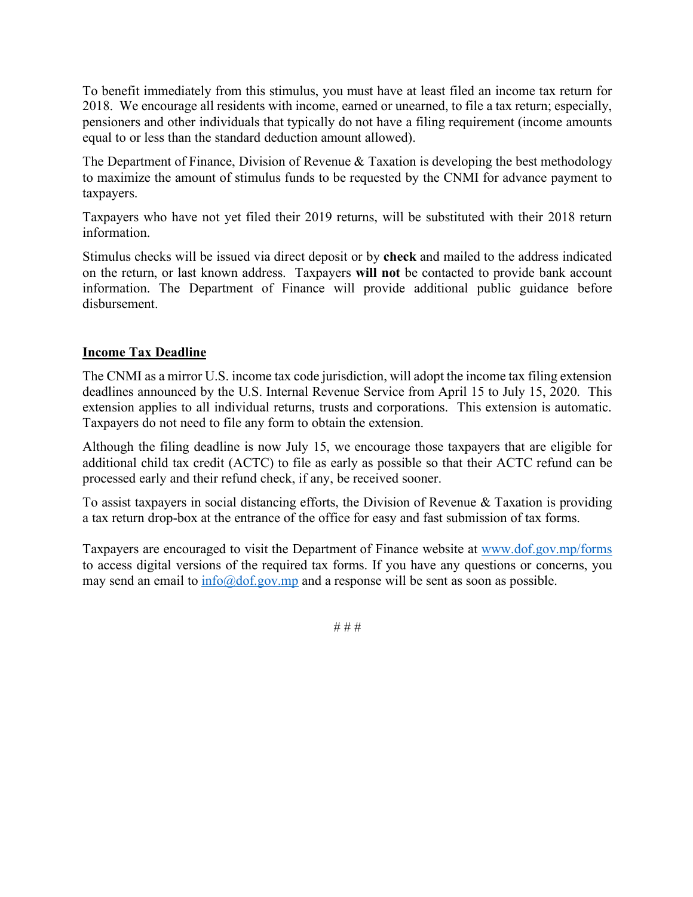To benefit immediately from this stimulus, you must have at least filed an income tax return for 2018. We encourage all residents with income, earned or unearned, to file a tax return; especially, pensioners and other individuals that typically do not have a filing requirement (income amounts equal to or less than the standard deduction amount allowed).

The Department of Finance, Division of Revenue & Taxation is developing the best methodology to maximize the amount of stimulus funds to be requested by the CNMI for advance payment to taxpayers.

Taxpayers who have not yet filed their 2019 returns, will be substituted with their 2018 return information.

Stimulus checks will be issued via direct deposit or by **check** and mailed to the address indicated on the return, or last known address. Taxpayers **will not** be contacted to provide bank account information. The Department of Finance will provide additional public guidance before disbursement.

## Income Tax Deadline

The CNMI as a mirror U.S. income tax code jurisdiction, will adopt the income tax filing extension deadlines announced by the U.S. Internal Revenue Service from April 15 to July 15, 2020. This extension applies to all individual returns, trusts and corporations. This extension is automatic. Taxpayers do not need to file any form to obtain the extension.

Although the filing deadline is now July 15, we encourage those taxpayers that are eligible for additional child tax credit (ACTC) to file as early as possible so that their ACTC refund can be processed early and their refund check, if any, be received sooner.

To assist taxpayers in social distancing efforts, the Division of Revenue & Taxation is providing a tax return drop-box at the entrance of the office for easy and fast submission of tax forms.

Taxpayers are encouraged to visit the Department of Finance website at www.dof.gov.mp/forms to access digital versions of the required tax forms. If you have any questions or concerns, you may send an email to info@dof.gov.mp and a response will be sent as soon as possible.

# # #